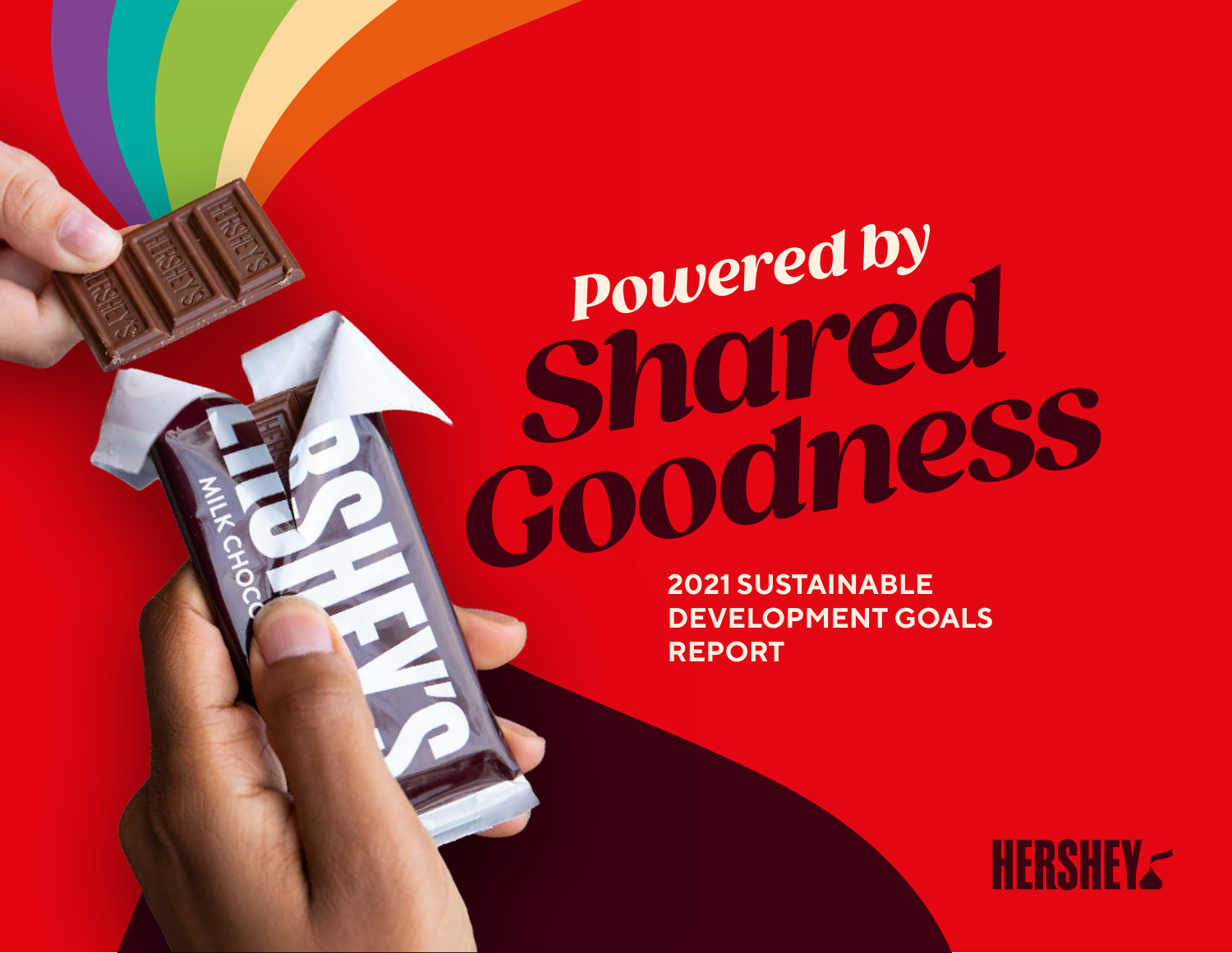# Powered by Shared Goodness

**2021 SUSTAINABLE DEVELOPMENT GOALS REPORT**

HERSHEY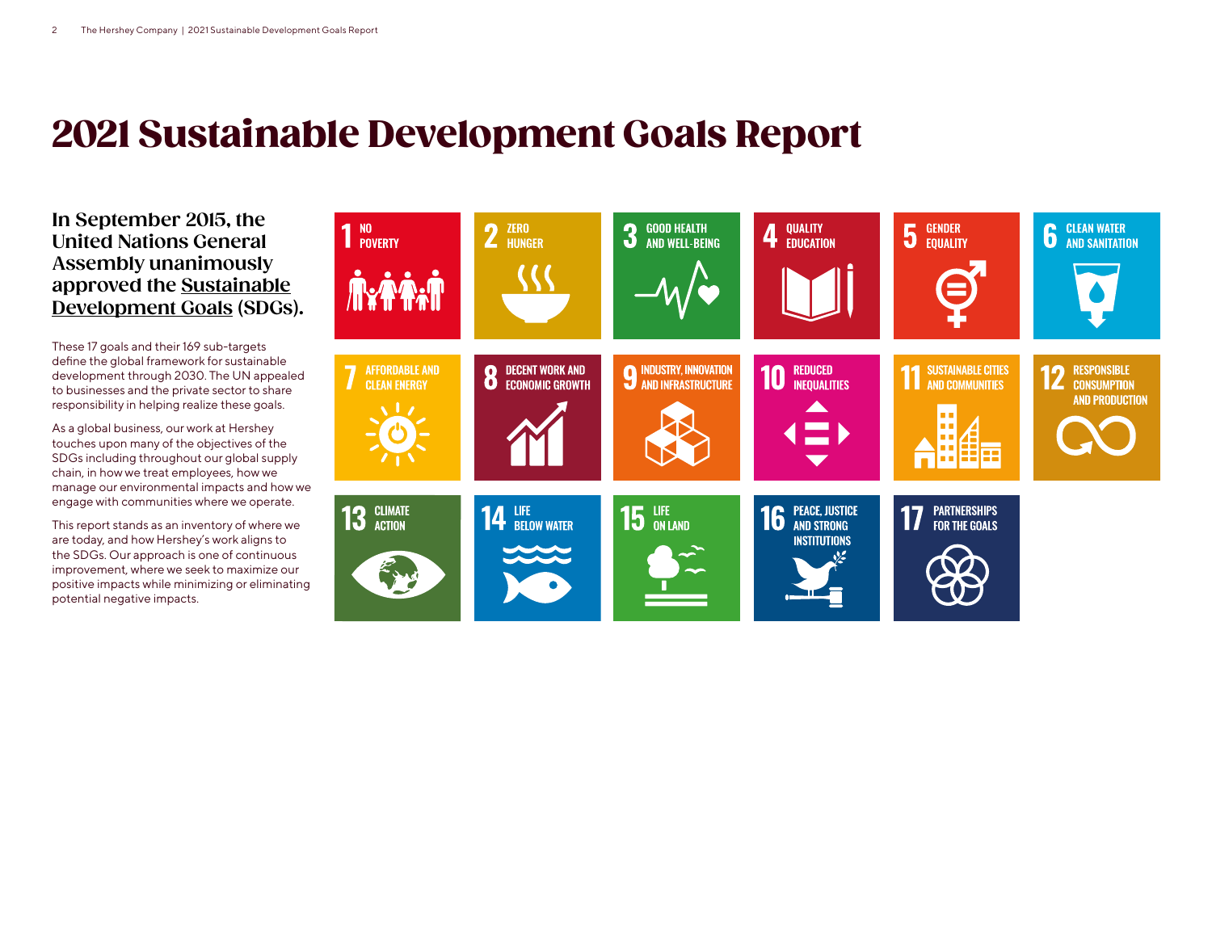# 2021 Sustainable Development Goals Report

**In September 2015, the United Nations General Assembly unanimously approved the Sustainable Development Goals (SDGs).**

These 17 goals and their 169 sub-targets define the global framework for sustainable development through 2030. The UN appealed to businesses and the private sector to share responsibility in helping realize these goals.

As a global business, our work at Hershey touches upon many of the objectives of the SDGs including throughout our global supply chain, in how we treat employees, how we manage our environmental impacts and how we engage with communities where we operate.

This report stands as an inventory of where we are today, and how Hershey's work aligns to the SDGs. Our approach is one of continuous improvement, where we seek to maximize our positive impacts while minimizing or eliminating potential negative impacts.

1 NO POVERTY

2 ZERO HUNGER

3 GOOD HEALTH AND WELL-BEING

4 QUALITY EDUCATION

5 GENDER EQUALITY

6 CLEAN WATER AND SANITATION

7 AFFORDABLE AND CLEAN ENERGY

8 DECENT WORK AND ECONOMIC GROWTH

9 INDUSTRY, INNOVATION AND INFRASTRUCTURE

10 REDUCED INEQUALITIES

11 SUSTAINABLE CITIES AND COMMUNITIES

12 RESPONSIBLE CONSUMPTION AND PRODUCTION

13 CLIMATE ACTION

14 LIFE BELOW WATER

15 LIFE ON LAND

16 PEACE, JUSTICE AND STRONG INSTITUTIONS

17 PARTNERSHIPS FOR THE GOALS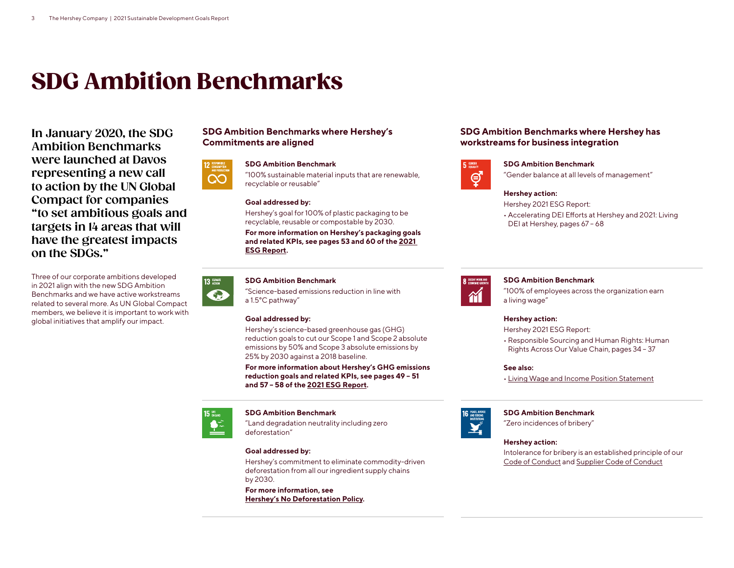# SDG Ambition Benchmarks

**In January 2020, the SDG Ambition Benchmarks were launched at Davos representing a new call to action by the UN Global Compact for companies "to set ambitious goals and targets in 14 areas that will have the greatest impacts on the SDGs."**

Three of our corporate ambitions developed in 2021 align with the new SDG Ambition Benchmarks and we have active workstreams related to several more. As UN Global Compact members, we believe it is important to work with global initiatives that amplify our impact.

## SDG Ambition Benchmarks where Hershey's Commitments are aligned

12 RESPONSIBLE CONSUMPTION AND PRODUCTION

**SDG Ambition Benchmark**

"100% sustainable material inputs that are renewable, recyclable or reusable"

**Goal addressed by:**

Hershey's goal for 100% of plastic packaging to be recyclable, reusable or compostable by 2030.

**For more information on Hershey's packaging goals and related KPIs, see pages 53 and 60 of the 2021 ESG Report.**

13 CLIMATE ACTION

**SDG Ambition Benchmark**

"Science-based emissions reduction in line with a 1.5°C pathway"

**Goal addressed by:**

Hershey's science-based greenhouse gas (GHG) reduction goals to cut our Scope 1 and Scope 2 absolute emissions by 50% and Scope 3 absolute emissions by 25% by 2030 against a 2018 baseline.

**For more information about Hershey's GHG emissions reduction goals and related KPIs, see pages 49 – 51 and 57 – 58 of the 2021 ESG Report.**

15 LIFE ON LAND

**SDG Ambition Benchmark**

"Land degradation neutrality including zero deforestation"

**Goal addressed by:**

Hershey's commitment to eliminate commodity-driven deforestation from all our ingredient supply chains by 2030.

**For more information, see Hershey's No Deforestation Policy.**

## SDG Ambition Benchmarks where Hershey has workstreams for business integration

5 GENDER EQUALITY

**SDG Ambition Benchmark**

"Gender balance at all levels of management"

**Hershey action:**

Hershey 2021 ESG Report:

- Accelerating DEI Efforts at Hershey and 2021: Living DEI at Hershey, pages 67 – 68

8 DECENT WORK AND ECONOMIC GROWTH

**SDG Ambition Benchmark**

"100% of employees across the organization earn a living wage"

**Hershey action:**

Hershey 2021 ESG Report:

- Responsible Sourcing and Human Rights: Human Rights Across Our Value Chain, pages 34 – 37

**See also:**

- Living Wage and Income Position Statement

16 PEACE, JUSTICE AND STRONG INSTITUTIONS

**SDG Ambition Benchmark**

"Zero incidences of bribery"

**Hershey action:**

Intolerance for bribery is an established principle of our Code of Conduct and Supplier Code of Conduct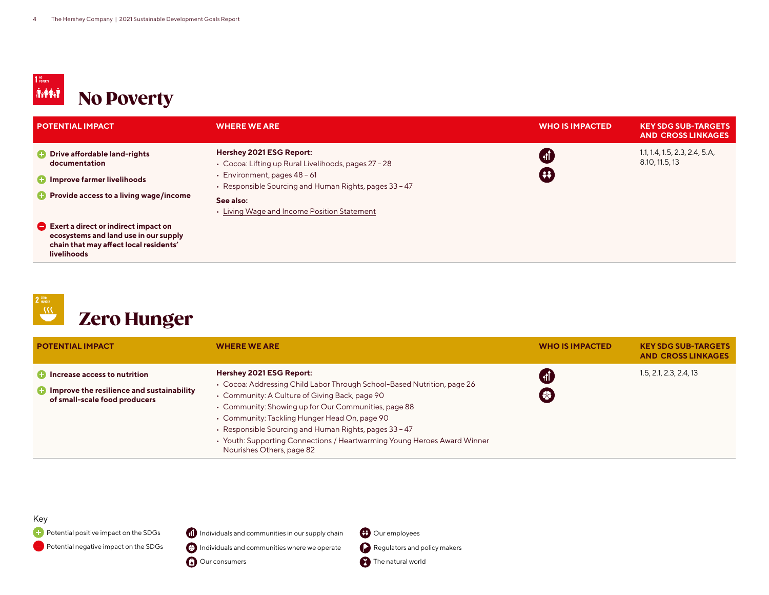# No Poverty

| POTENTIAL IMPACT | WHERE WE ARE | WHO IS IMPACTED | KEY SDG SUB-TARGETS AND CROSS LINKAGES |
| --- | --- | --- | --- |
| (+) **Drive affordable land-rights documentation**<br>(+) **Improve farmer livelihoods**<br>(+) **Provide access to a living wage/income**<br>(−) **Exert a direct or indirect impact on ecosystems and land use in our supply chain that may affect local residents' livelihoods** | **Hershey 2021 ESG Report:**<br>• Cocoa: Lifting up Rural Livelihoods, pages 27 – 28<br>• Environment, pages 48 – 61<br>• Responsible Sourcing and Human Rights, pages 33 – 47<br>**See also:**<br>• Living Wage and Income Position Statement | Individuals and communities in our supply chain; Our employees | 1.1, 1.4, 1.5, 2.3, 2.4, 5.A, 8.10, 11.5, 13 |

# Zero Hunger

| POTENTIAL IMPACT | WHERE WE ARE | WHO IS IMPACTED | KEY SDG SUB-TARGETS AND CROSS LINKAGES |
| --- | --- | --- | --- |
| (+) **Increase access to nutrition**<br>(+) **Improve the resilience and sustainability of small-scale food producers** | **Hershey 2021 ESG Report:**<br>• Cocoa: Addressing Child Labor Through School-Based Nutrition, page 26<br>• Community: A Culture of Giving Back, page 90<br>• Community: Showing up for Our Communities, page 88<br>• Community: Tackling Hunger Head On, page 90<br>• Responsible Sourcing and Human Rights, pages 33 – 47<br>• Youth: Supporting Connections / Heartwarming Young Heroes Award Winner Nourishes Others, page 82 | Individuals and communities in our supply chain; Individuals and communities where we operate | 1.5, 2.1, 2.3, 2.4, 13 |

Key

- (+) Potential positive impact on the SDGs
- (−) Potential negative impact on the SDGs
- Individuals and communities in our supply chain
- Individuals and communities where we operate
- Our consumers
- Our employees
- Regulators and policy makers
- The natural world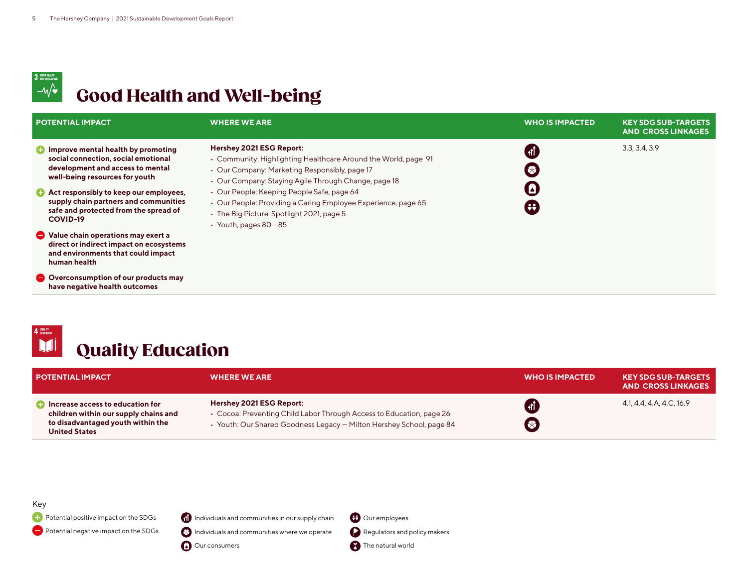# Good Health and Well-being

| POTENTIAL IMPACT | WHERE WE ARE | WHO IS IMPACTED | KEY SDG SUB-TARGETS AND CROSS LINKAGES |
|---|---|---|---|
| (+) **Improve mental health by promoting social connection, social emotional development and access to mental well-being resources for youth**<br>(+) **Act responsibly to keep our employees, supply chain partners and communities safe and protected from the spread of COVID-19**<br>(–) **Value chain operations may exert a direct or indirect impact on ecosystems and environments that could impact human health**<br>(–) **Overconsumption of our products may have negative health outcomes** | **Hershey 2021 ESG Report:**<br>• Community: Highlighting Healthcare Around the World, page 91<br>• Our Company: Marketing Responsibly, page 17<br>• Our Company: Staying Agile Through Change, page 18<br>• Our People: Keeping People Safe, page 64<br>• Our People: Providing a Caring Employee Experience, page 65<br>• The Big Picture: Spotlight 2021, page 5<br>• Youth, pages 80 – 85 | Individuals and communities in our supply chain; Individuals and communities where we operate; Our consumers; Our employees | 3.3, 3.4, 3.9 |

# Quality Education

| POTENTIAL IMPACT | WHERE WE ARE | WHO IS IMPACTED | KEY SDG SUB-TARGETS AND CROSS LINKAGES |
|---|---|---|---|
| (+) **Increase access to education for children within our supply chains and to disadvantaged youth within the United States** | **Hershey 2021 ESG Report:**<br>• Cocoa: Preventing Child Labor Through Access to Education, page 26<br>• Youth: Our Shared Goodness Legacy — Milton Hershey School, page 84 | Individuals and communities in our supply chain; Individuals and communities where we operate | 4.1, 4.4, 4.A, 4.C, 16.9 |

Key

- (+) Potential positive impact on the SDGs
- (–) Potential negative impact on the SDGs
- Individuals and communities in our supply chain
- Individuals and communities where we operate
- Our consumers
- Our employees
- Regulators and policy makers
- The natural world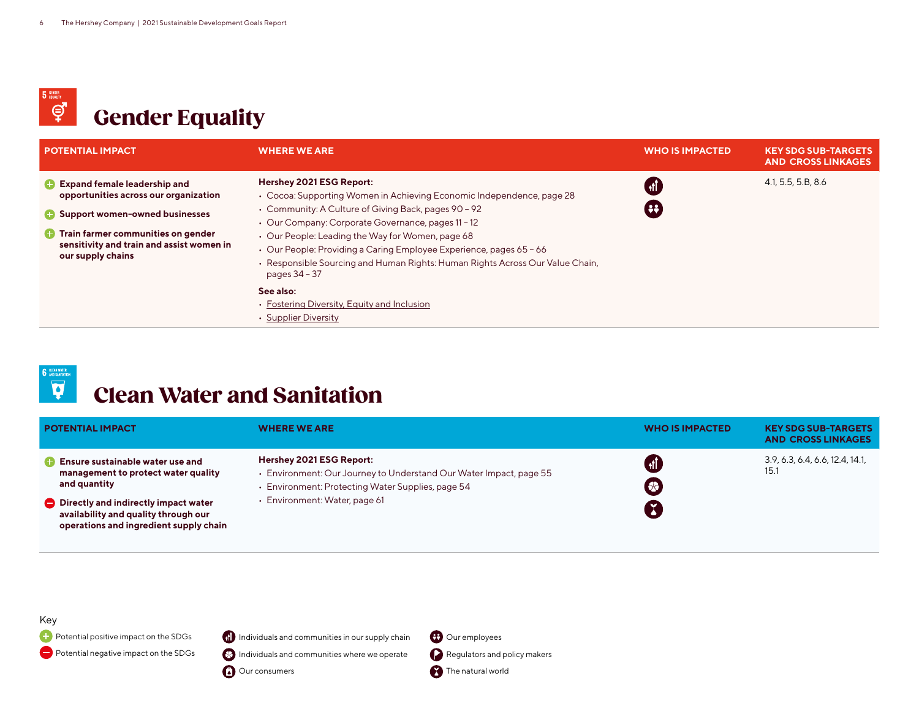# Gender Equality

| POTENTIAL IMPACT | WHERE WE ARE | WHO IS IMPACTED | KEY SDG SUB-TARGETS AND CROSS LINKAGES |
|---|---|---|---|
| (+) **Expand female leadership and opportunities across our organization**<br>(+) **Support women-owned businesses**<br>(+) **Train farmer communities on gender sensitivity and train and assist women in our supply chains** | **Hershey 2021 ESG Report:**<br>• Cocoa: Supporting Women in Achieving Economic Independence, page 28<br>• Community: A Culture of Giving Back, pages 90 – 92<br>• Our Company: Corporate Governance, pages 11 – 12<br>• Our People: Leading the Way for Women, page 68<br>• Our People: Providing a Caring Employee Experience, pages 65 – 66<br>• Responsible Sourcing and Human Rights: Human Rights Across Our Value Chain, pages 34 – 37<br>**See also:**<br>• Fostering Diversity, Equity and Inclusion<br>• Supplier Diversity | Individuals and communities in our supply chain; Our employees | 4.1, 5.5, 5.B, 8.6 |

# Clean Water and Sanitation

| POTENTIAL IMPACT | WHERE WE ARE | WHO IS IMPACTED | KEY SDG SUB-TARGETS AND CROSS LINKAGES |
|---|---|---|---|
| (+) **Ensure sustainable water use and management to protect water quality and quantity**<br>(−) **Directly and indirectly impact water availability and quality through our operations and ingredient supply chain** | **Hershey 2021 ESG Report:**<br>• Environment: Our Journey to Understand Our Water Impact, page 55<br>• Environment: Protecting Water Supplies, page 54<br>• Environment: Water, page 61 | Individuals and communities in our supply chain; Individuals and communities where we operate; The natural world | 3.9, 6.3, 6.4, 6.6, 12.4, 14.1, 15.1 |

Key

- (+) Potential positive impact on the SDGs
- (−) Potential negative impact on the SDGs
- Individuals and communities in our supply chain
- Individuals and communities where we operate
- Our consumers
- Our employees
- Regulators and policy makers
- The natural world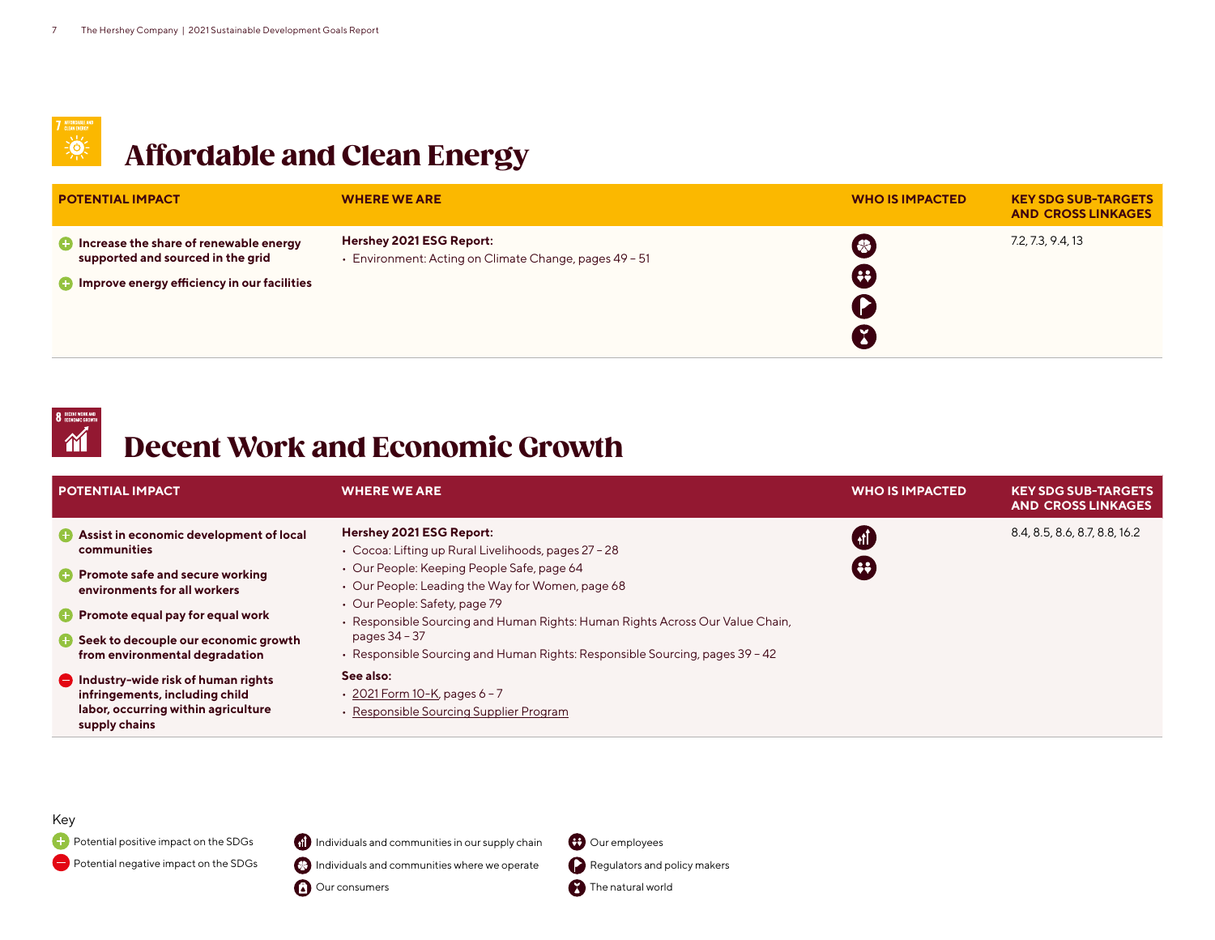# Affordable and Clean Energy

| POTENTIAL IMPACT | WHERE WE ARE | WHO IS IMPACTED | KEY SDG SUB-TARGETS AND CROSS LINKAGES |
|---|---|---|---|
| (+) **Increase the share of renewable energy supported and sourced in the grid**<br>(+) **Improve energy efficiency in our facilities** | **Hershey 2021 ESG Report:**<br>• Environment: Acting on Climate Change, pages 49 – 51 | Individuals and communities where we operate; Our employees; Regulators and policy makers; The natural world | 7.2, 7.3, 9.4, 13 |

# Decent Work and Economic Growth

| POTENTIAL IMPACT | WHERE WE ARE | WHO IS IMPACTED | KEY SDG SUB-TARGETS AND CROSS LINKAGES |
|---|---|---|---|
| (+) **Assist in economic development of local communities**<br>(+) **Promote safe and secure working environments for all workers**<br>(+) **Promote equal pay for equal work**<br>(+) **Seek to decouple our economic growth from environmental degradation**<br>(–) **Industry-wide risk of human rights infringements, including child labor, occurring within agriculture supply chains** | **Hershey 2021 ESG Report:**<br>• Cocoa: Lifting up Rural Livelihoods, pages 27 – 28<br>• Our People: Keeping People Safe, page 64<br>• Our People: Leading the Way for Women, page 68<br>• Our People: Safety, page 79<br>• Responsible Sourcing and Human Rights: Human Rights Across Our Value Chain, pages 34 – 37<br>• Responsible Sourcing and Human Rights: Responsible Sourcing, pages 39 – 42<br>**See also:**<br>• 2021 Form 10-K, pages 6 – 7<br>• Responsible Sourcing Supplier Program | Individuals and communities in our supply chain; Our employees | 8.4, 8.5, 8.6, 8.7, 8.8, 16.2 |

Key

- (+) Potential positive impact on the SDGs
- (–) Potential negative impact on the SDGs
- Individuals and communities in our supply chain
- Individuals and communities where we operate
- Our consumers
- Our employees
- Regulators and policy makers
- The natural world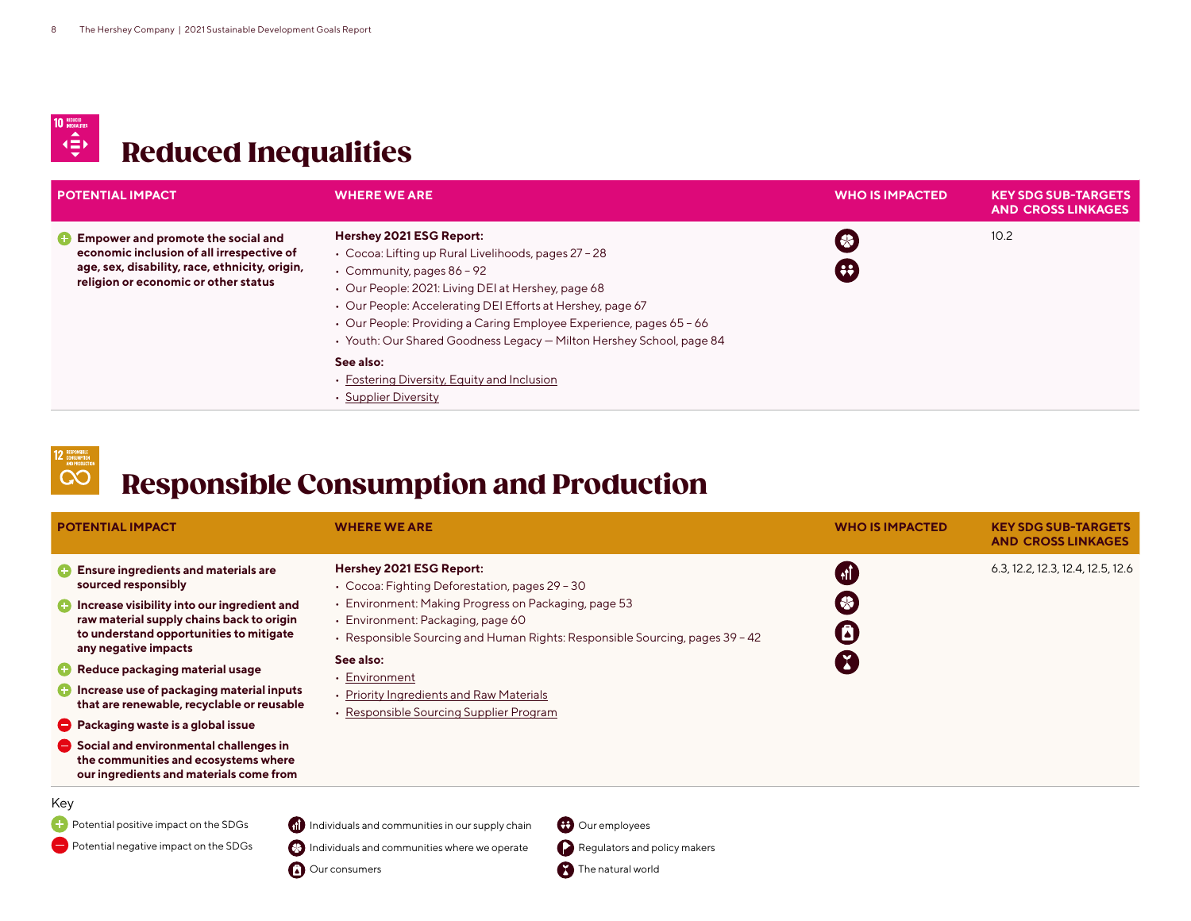# Reduced Inequalities

| POTENTIAL IMPACT | WHERE WE ARE | WHO IS IMPACTED | KEY SDG SUB-TARGETS AND CROSS LINKAGES |
|---|---|---|---|
| (+) **Empower and promote the social and economic inclusion of all irrespective of age, sex, disability, race, ethnicity, origin, religion or economic or other status** | **Hershey 2021 ESG Report:**<br>• Cocoa: Lifting up Rural Livelihoods, pages 27 – 28<br>• Community, pages 86 – 92<br>• Our People: 2021: Living DEI at Hershey, page 68<br>• Our People: Accelerating DEI Efforts at Hershey, page 67<br>• Our People: Providing a Caring Employee Experience, pages 65 – 66<br>• Youth: Our Shared Goodness Legacy — Milton Hershey School, page 84<br>**See also:**<br>• Fostering Diversity, Equity and Inclusion<br>• Supplier Diversity | Individuals and communities where we operate; Our employees | 10.2 |

# Responsible Consumption and Production

| POTENTIAL IMPACT | WHERE WE ARE | WHO IS IMPACTED | KEY SDG SUB-TARGETS AND CROSS LINKAGES |
|---|---|---|---|
| (+) **Ensure ingredients and materials are sourced responsibly**<br>(+) **Increase visibility into our ingredient and raw material supply chains back to origin to understand opportunities to mitigate any negative impacts**<br>(+) **Reduce packaging material usage**<br>(+) **Increase use of packaging material inputs that are renewable, recyclable or reusable**<br>(−) **Packaging waste is a global issue**<br>(−) **Social and environmental challenges in the communities and ecosystems where our ingredients and materials come from** | **Hershey 2021 ESG Report:**<br>• Cocoa: Fighting Deforestation, pages 29 – 30<br>• Environment: Making Progress on Packaging, page 53<br>• Environment: Packaging, page 60<br>• Responsible Sourcing and Human Rights: Responsible Sourcing, pages 39 – 42<br>**See also:**<br>• Environment<br>• Priority Ingredients and Raw Materials<br>• Responsible Sourcing Supplier Program | Individuals and communities in our supply chain; Individuals and communities where we operate; Our consumers; The natural world | 6.3, 12.2, 12.3, 12.4, 12.5, 12.6 |

Key

(+) Potential positive impact on the SDGs
(−) Potential negative impact on the SDGs

- Individuals and communities in our supply chain
- Individuals and communities where we operate
- Our consumers
- Our employees
- Regulators and policy makers
- The natural world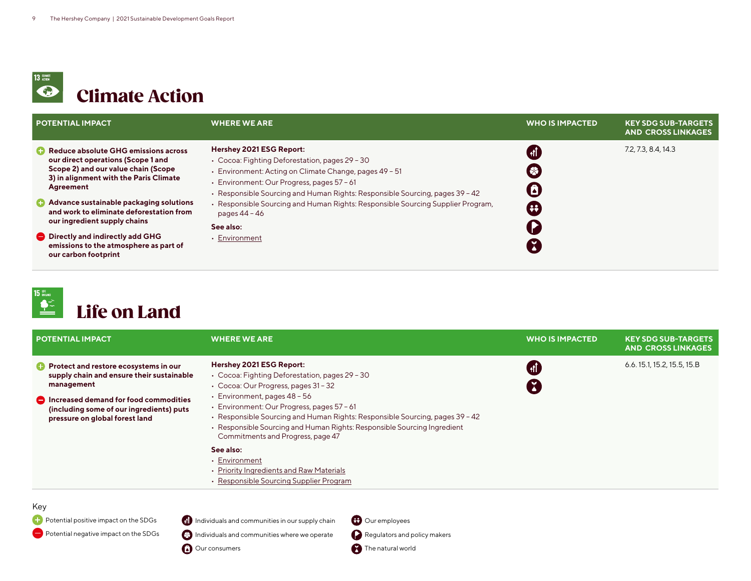# Climate Action

| POTENTIAL IMPACT | WHERE WE ARE | WHO IS IMPACTED | KEY SDG SUB-TARGETS AND CROSS LINKAGES |
|---|---|---|---|
| (+) **Reduce absolute GHG emissions across our direct operations (Scope 1 and Scope 2) and our value chain (Scope 3) in alignment with the Paris Climate Agreement**<br>(+) **Advance sustainable packaging solutions and work to eliminate deforestation from our ingredient supply chains**<br>(−) **Directly and indirectly add GHG emissions to the atmosphere as part of our carbon footprint** | **Hershey 2021 ESG Report:**<br>• Cocoa: Fighting Deforestation, pages 29 – 30<br>• Environment: Acting on Climate Change, pages 49 – 51<br>• Environment: Our Progress, pages 57 – 61<br>• Responsible Sourcing and Human Rights: Responsible Sourcing, pages 39 – 42<br>• Responsible Sourcing and Human Rights: Responsible Sourcing Supplier Program, pages 44 – 46<br>**See also:**<br>• Environment | Individuals and communities in our supply chain; Individuals and communities where we operate; Our consumers; Our employees; Regulators and policy makers; The natural world | 7.2, 7.3, 8.4, 14.3 |

# Life on Land

| POTENTIAL IMPACT | WHERE WE ARE | WHO IS IMPACTED | KEY SDG SUB-TARGETS AND CROSS LINKAGES |
|---|---|---|---|
| (+) **Protect and restore ecosystems in our supply chain and ensure their sustainable management**<br>(−) **Increased demand for food commodities (including some of our ingredients) puts pressure on global forest land** | **Hershey 2021 ESG Report:**<br>• Cocoa: Fighting Deforestation, pages 29 – 30<br>• Cocoa: Our Progress, pages 31 – 32<br>• Environment, pages 48 – 56<br>• Environment: Our Progress, pages 57 – 61<br>• Responsible Sourcing and Human Rights: Responsible Sourcing, pages 39 – 42<br>• Responsible Sourcing and Human Rights: Responsible Sourcing Ingredient Commitments and Progress, page 47<br>**See also:**<br>• Environment<br>• Priority Ingredients and Raw Materials<br>• Responsible Sourcing Supplier Program | Individuals and communities in our supply chain; The natural world | 6.6. 15.1, 15.2, 15.5, 15.B |

Key

- (+) Potential positive impact on the SDGs
- (−) Potential negative impact on the SDGs
- Individuals and communities in our supply chain
- Individuals and communities where we operate
- Our consumers
- Our employees
- Regulators and policy makers
- The natural world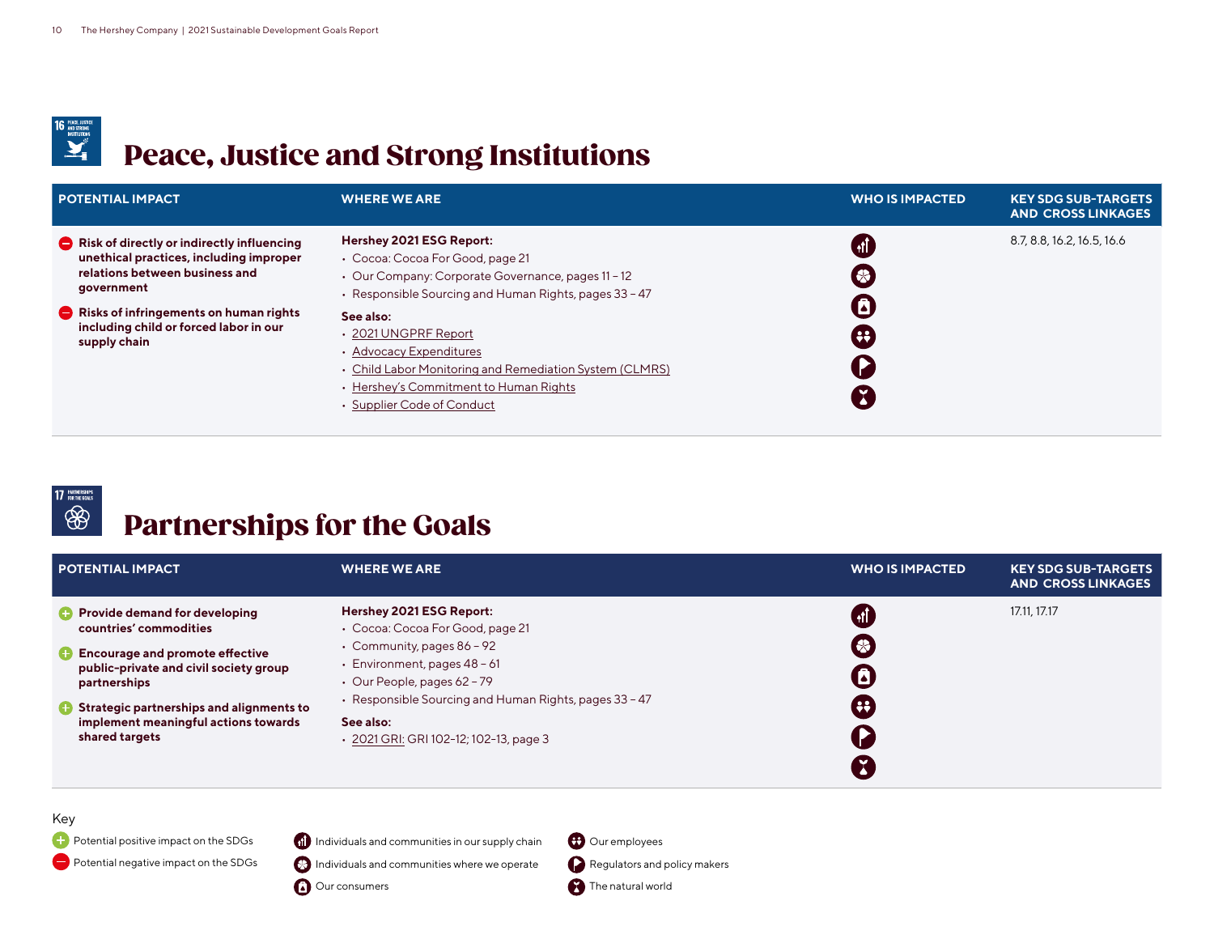# Peace, Justice and Strong Institutions

| POTENTIAL IMPACT | WHERE WE ARE | WHO IS IMPACTED | KEY SDG SUB-TARGETS AND CROSS LINKAGES |
|---|---|---|---|
| ⊖ **Risk of directly or indirectly influencing unethical practices, including improper relations between business and government**<br>⊖ **Risks of infringements on human rights including child or forced labor in our supply chain** | **Hershey 2021 ESG Report:**<br>• Cocoa: Cocoa For Good, page 21<br>• Our Company: Corporate Governance, pages 11 – 12<br>• Responsible Sourcing and Human Rights, pages 33 – 47<br>**See also:**<br>• 2021 UNGPRF Report<br>• Advocacy Expenditures<br>• Child Labor Monitoring and Remediation System (CLMRS)<br>• Hershey's Commitment to Human Rights<br>• Supplier Code of Conduct | Individuals and communities in our supply chain; Individuals and communities where we operate; Our consumers; Our employees; Regulators and policy makers; The natural world | 8.7, 8.8, 16.2, 16.5, 16.6 |

# Partnerships for the Goals

| POTENTIAL IMPACT | WHERE WE ARE | WHO IS IMPACTED | KEY SDG SUB-TARGETS AND CROSS LINKAGES |
|---|---|---|---|
| ⊕ **Provide demand for developing countries' commodities**<br>⊕ **Encourage and promote effective public-private and civil society group partnerships**<br>⊕ **Strategic partnerships and alignments to implement meaningful actions towards shared targets** | **Hershey 2021 ESG Report:**<br>• Cocoa: Cocoa For Good, page 21<br>• Community, pages 86 – 92<br>• Environment, pages 48 – 61<br>• Our People, pages 62 – 79<br>• Responsible Sourcing and Human Rights, pages 33 – 47<br>**See also:**<br>• 2021 GRI: GRI 102-12; 102-13, page 3 | Individuals and communities in our supply chain; Individuals and communities where we operate; Our consumers; Our employees; Regulators and policy makers; The natural world | 17.11, 17.17 |

Key

⊕ Potential positive impact on the SDGs

⊖ Potential negative impact on the SDGs

Individuals and communities in our supply chain

Individuals and communities where we operate

Our consumers

Our employees

Regulators and policy makers

The natural world